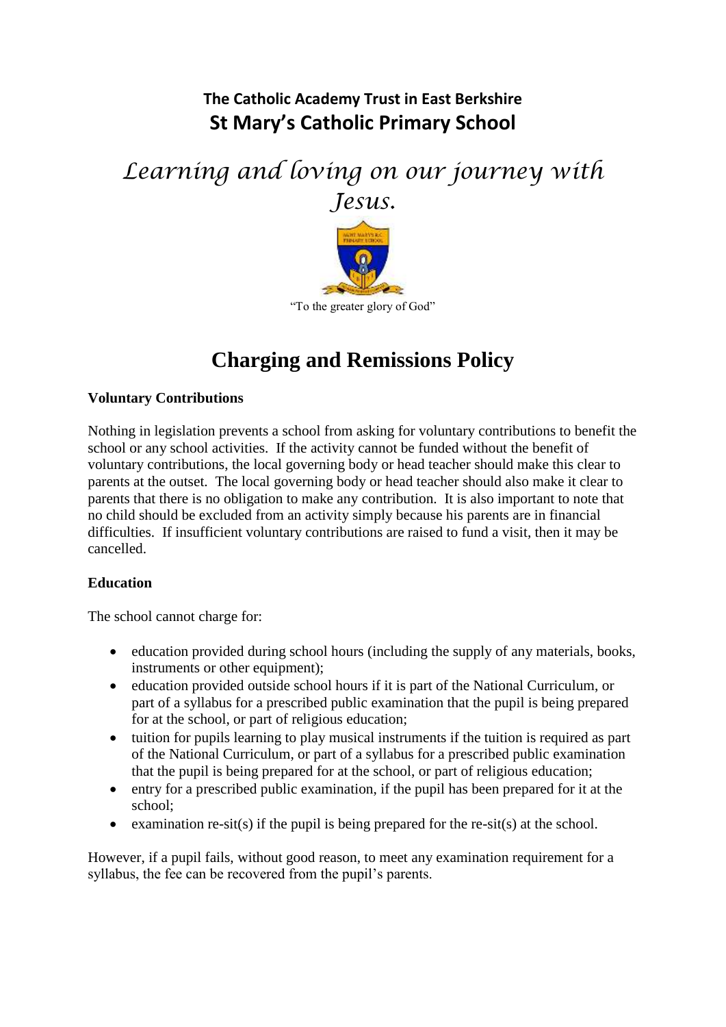**The Catholic Academy Trust in East Berkshire**
**St Mary's Catholic Primary School**

*Learning and loving on our journey with Jesus.*

"To the greater glory of God"

# Charging and Remissions Policy

**Voluntary Contributions**

Nothing in legislation prevents a school from asking for voluntary contributions to benefit the school or any school activities. If the activity cannot be funded without the benefit of voluntary contributions, the local governing body or head teacher should make this clear to parents at the outset. The local governing body or head teacher should also make it clear to parents that there is no obligation to make any contribution. It is also important to note that no child should be excluded from an activity simply because his parents are in financial difficulties. If insufficient voluntary contributions are raised to fund a visit, then it may be cancelled.

**Education**

The school cannot charge for:

- education provided during school hours (including the supply of any materials, books, instruments or other equipment);
- education provided outside school hours if it is part of the National Curriculum, or part of a syllabus for a prescribed public examination that the pupil is being prepared for at the school, or part of religious education;
- tuition for pupils learning to play musical instruments if the tuition is required as part of the National Curriculum, or part of a syllabus for a prescribed public examination that the pupil is being prepared for at the school, or part of religious education;
- entry for a prescribed public examination, if the pupil has been prepared for it at the school;
- examination re-sit(s) if the pupil is being prepared for the re-sit(s) at the school.

However, if a pupil fails, without good reason, to meet any examination requirement for a syllabus, the fee can be recovered from the pupil's parents.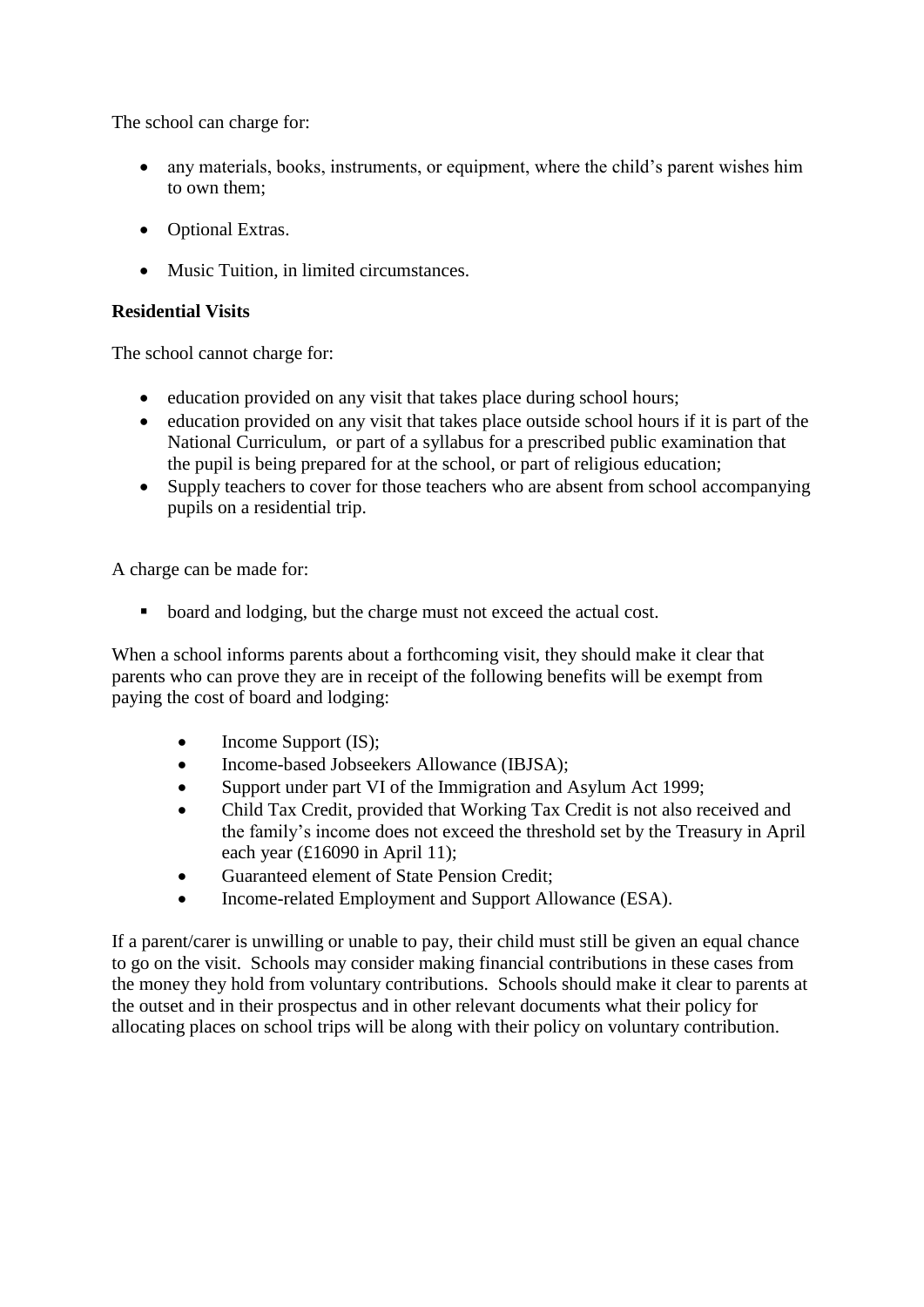The school can charge for:

- any materials, books, instruments, or equipment, where the child's parent wishes him to own them;
- Optional Extras.
- Music Tuition, in limited circumstances.

**Residential Visits**

The school cannot charge for:

- education provided on any visit that takes place during school hours;
- education provided on any visit that takes place outside school hours if it is part of the National Curriculum, or part of a syllabus for a prescribed public examination that the pupil is being prepared for at the school, or part of religious education;
- Supply teachers to cover for those teachers who are absent from school accompanying pupils on a residential trip.

A charge can be made for:

- board and lodging, but the charge must not exceed the actual cost.

When a school informs parents about a forthcoming visit, they should make it clear that parents who can prove they are in receipt of the following benefits will be exempt from paying the cost of board and lodging:

- Income Support (IS);
- Income-based Jobseekers Allowance (IBJSA);
- Support under part VI of the Immigration and Asylum Act 1999;
- Child Tax Credit, provided that Working Tax Credit is not also received and the family's income does not exceed the threshold set by the Treasury in April each year (£16090 in April 11);
- Guaranteed element of State Pension Credit;
- Income-related Employment and Support Allowance (ESA).

If a parent/carer is unwilling or unable to pay, their child must still be given an equal chance to go on the visit. Schools may consider making financial contributions in these cases from the money they hold from voluntary contributions. Schools should make it clear to parents at the outset and in their prospectus and in other relevant documents what their policy for allocating places on school trips will be along with their policy on voluntary contribution.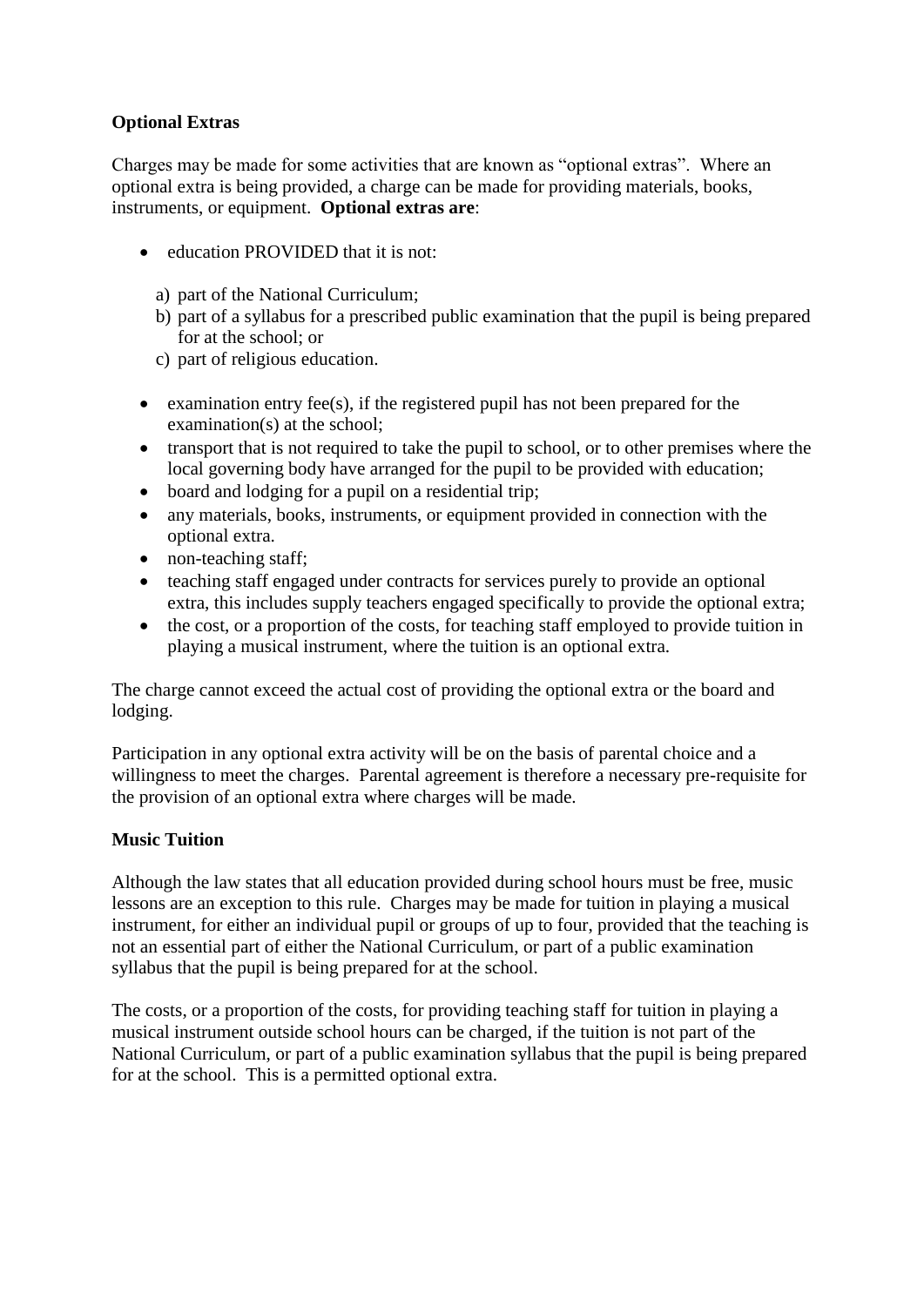**Optional Extras**

Charges may be made for some activities that are known as "optional extras". Where an optional extra is being provided, a charge can be made for providing materials, books, instruments, or equipment. **Optional extras are**:

- education PROVIDED that it is not:

  a) part of the National Curriculum;
  b) part of a syllabus for a prescribed public examination that the pupil is being prepared for at the school; or
  c) part of religious education.

- examination entry fee(s), if the registered pupil has not been prepared for the examination(s) at the school;
- transport that is not required to take the pupil to school, or to other premises where the local governing body have arranged for the pupil to be provided with education;
- board and lodging for a pupil on a residential trip;
- any materials, books, instruments, or equipment provided in connection with the optional extra.
- non-teaching staff;
- teaching staff engaged under contracts for services purely to provide an optional extra, this includes supply teachers engaged specifically to provide the optional extra;
- the cost, or a proportion of the costs, for teaching staff employed to provide tuition in playing a musical instrument, where the tuition is an optional extra.

The charge cannot exceed the actual cost of providing the optional extra or the board and lodging.

Participation in any optional extra activity will be on the basis of parental choice and a willingness to meet the charges. Parental agreement is therefore a necessary pre-requisite for the provision of an optional extra where charges will be made.

**Music Tuition**

Although the law states that all education provided during school hours must be free, music lessons are an exception to this rule. Charges may be made for tuition in playing a musical instrument, for either an individual pupil or groups of up to four, provided that the teaching is not an essential part of either the National Curriculum, or part of a public examination syllabus that the pupil is being prepared for at the school.

The costs, or a proportion of the costs, for providing teaching staff for tuition in playing a musical instrument outside school hours can be charged, if the tuition is not part of the National Curriculum, or part of a public examination syllabus that the pupil is being prepared for at the school. This is a permitted optional extra.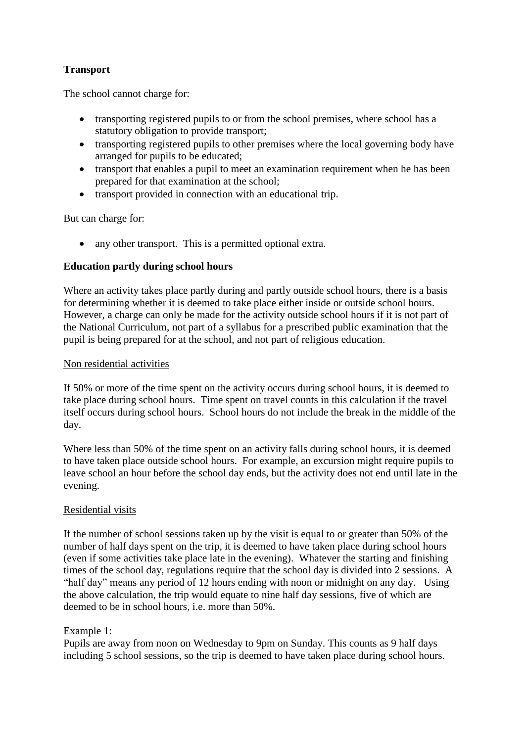**Transport**

The school cannot charge for:

- transporting registered pupils to or from the school premises, where school has a statutory obligation to provide transport;
- transporting registered pupils to other premises where the local governing body have arranged for pupils to be educated;
- transport that enables a pupil to meet an examination requirement when he has been prepared for that examination at the school;
- transport provided in connection with an educational trip.

But can charge for:

- any other transport. This is a permitted optional extra.

**Education partly during school hours**

Where an activity takes place partly during and partly outside school hours, there is a basis for determining whether it is deemed to take place either inside or outside school hours. However, a charge can only be made for the activity outside school hours if it is not part of the National Curriculum, not part of a syllabus for a prescribed public examination that the pupil is being prepared for at the school, and not part of religious education.

<u>Non residential activities</u>

If 50% or more of the time spent on the activity occurs during school hours, it is deemed to take place during school hours. Time spent on travel counts in this calculation if the travel itself occurs during school hours. School hours do not include the break in the middle of the day.

Where less than 50% of the time spent on an activity falls during school hours, it is deemed to have taken place outside school hours. For example, an excursion might require pupils to leave school an hour before the school day ends, but the activity does not end until late in the evening.

<u>Residential visits</u>

If the number of school sessions taken up by the visit is equal to or greater than 50% of the number of half days spent on the trip, it is deemed to have taken place during school hours (even if some activities take place late in the evening). Whatever the starting and finishing times of the school day, regulations require that the school day is divided into 2 sessions. A "half day" means any period of 12 hours ending with noon or midnight on any day. Using the above calculation, the trip would equate to nine half day sessions, five of which are deemed to be in school hours, i.e. more than 50%.

Example 1:
Pupils are away from noon on Wednesday to 9pm on Sunday. This counts as 9 half days including 5 school sessions, so the trip is deemed to have taken place during school hours.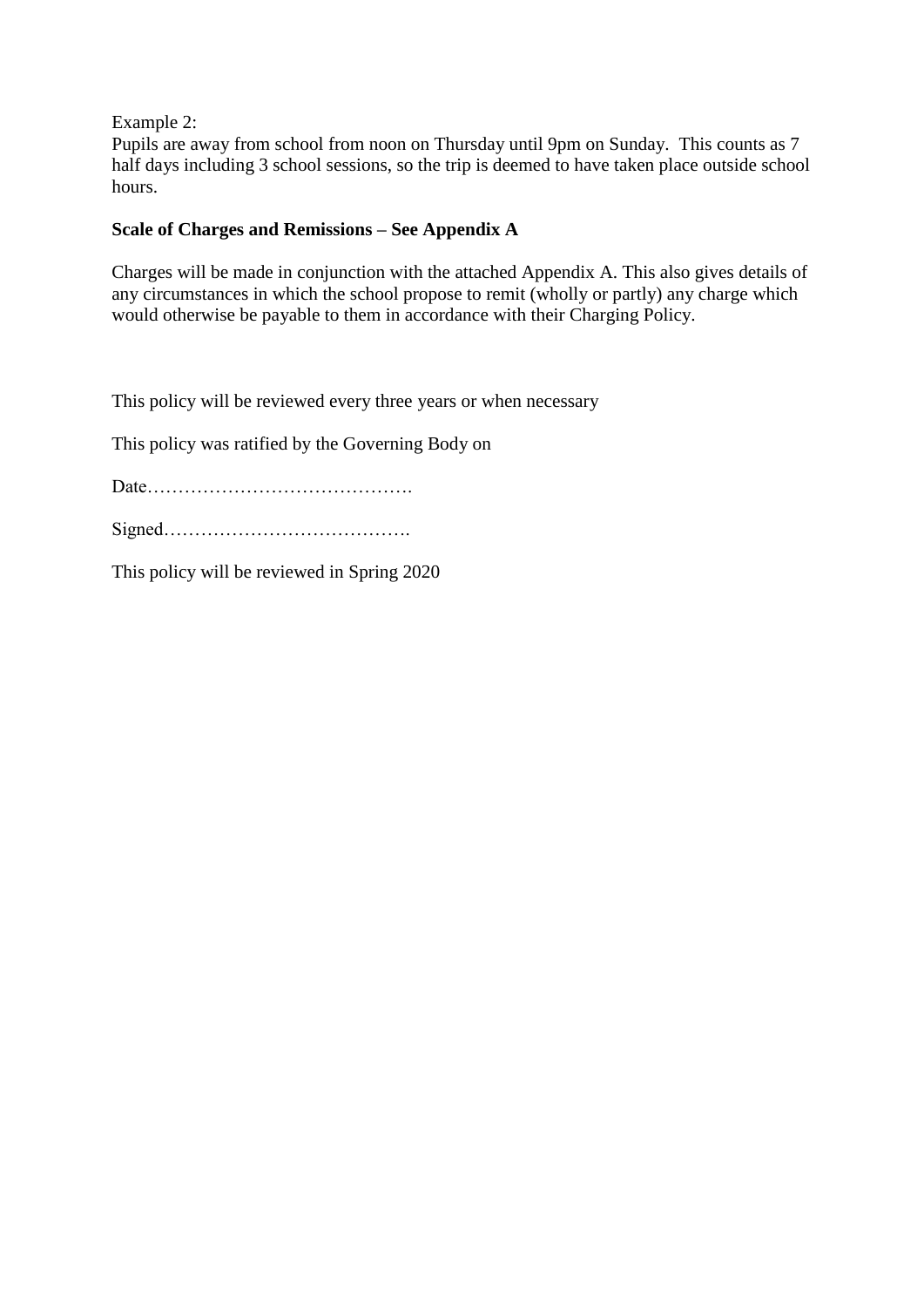Example 2:
Pupils are away from school from noon on Thursday until 9pm on Sunday. This counts as 7 half days including 3 school sessions, so the trip is deemed to have taken place outside school hours.

**Scale of Charges and Remissions – See Appendix A**

Charges will be made in conjunction with the attached Appendix A. This also gives details of any circumstances in which the school propose to remit (wholly or partly) any charge which would otherwise be payable to them in accordance with their Charging Policy.

This policy will be reviewed every three years or when necessary

This policy was ratified by the Governing Body on

Date…………………………………….

Signed………………………………….

This policy will be reviewed in Spring 2020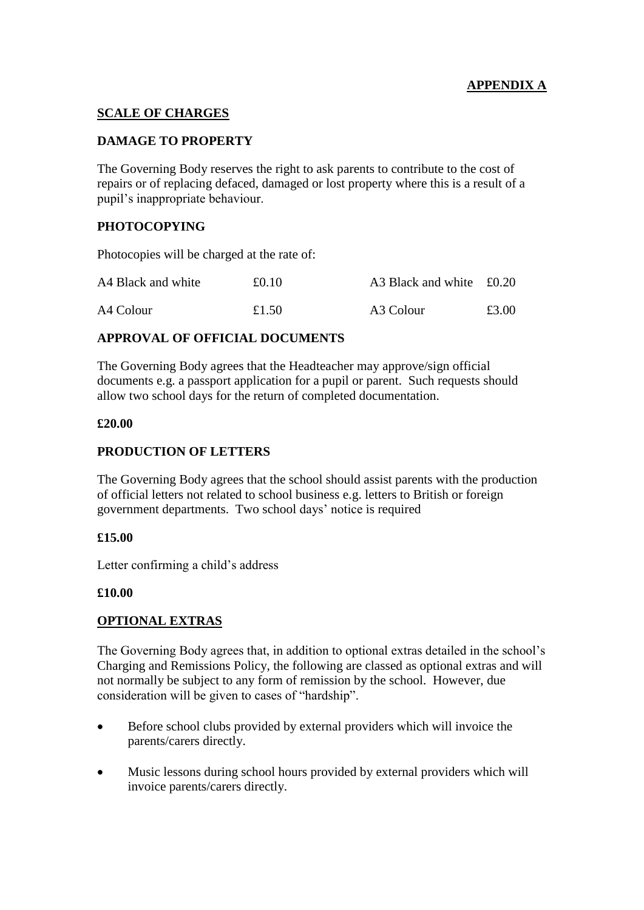**APPENDIX A**

## SCALE OF CHARGES

### DAMAGE TO PROPERTY

The Governing Body reserves the right to ask parents to contribute to the cost of repairs or of replacing defaced, damaged or lost property where this is a result of a pupil's inappropriate behaviour.

### PHOTOCOPYING

Photocopies will be charged at the rate of:

| | | | |
|---|---|---|---|
| A4 Black and white | £0.10 | A3 Black and white | £0.20 |
| A4 Colour | £1.50 | A3 Colour | £3.00 |

### APPROVAL OF OFFICIAL DOCUMENTS

The Governing Body agrees that the Headteacher may approve/sign official documents e.g. a passport application for a pupil or parent. Such requests should allow two school days for the return of completed documentation.

**£20.00**

### PRODUCTION OF LETTERS

The Governing Body agrees that the school should assist parents with the production of official letters not related to school business e.g. letters to British or foreign government departments. Two school days' notice is required

**£15.00**

Letter confirming a child's address

**£10.00**

## OPTIONAL EXTRAS

The Governing Body agrees that, in addition to optional extras detailed in the school's Charging and Remissions Policy, the following are classed as optional extras and will not normally be subject to any form of remission by the school. However, due consideration will be given to cases of "hardship".

- Before school clubs provided by external providers which will invoice the parents/carers directly.
- Music lessons during school hours provided by external providers which will invoice parents/carers directly.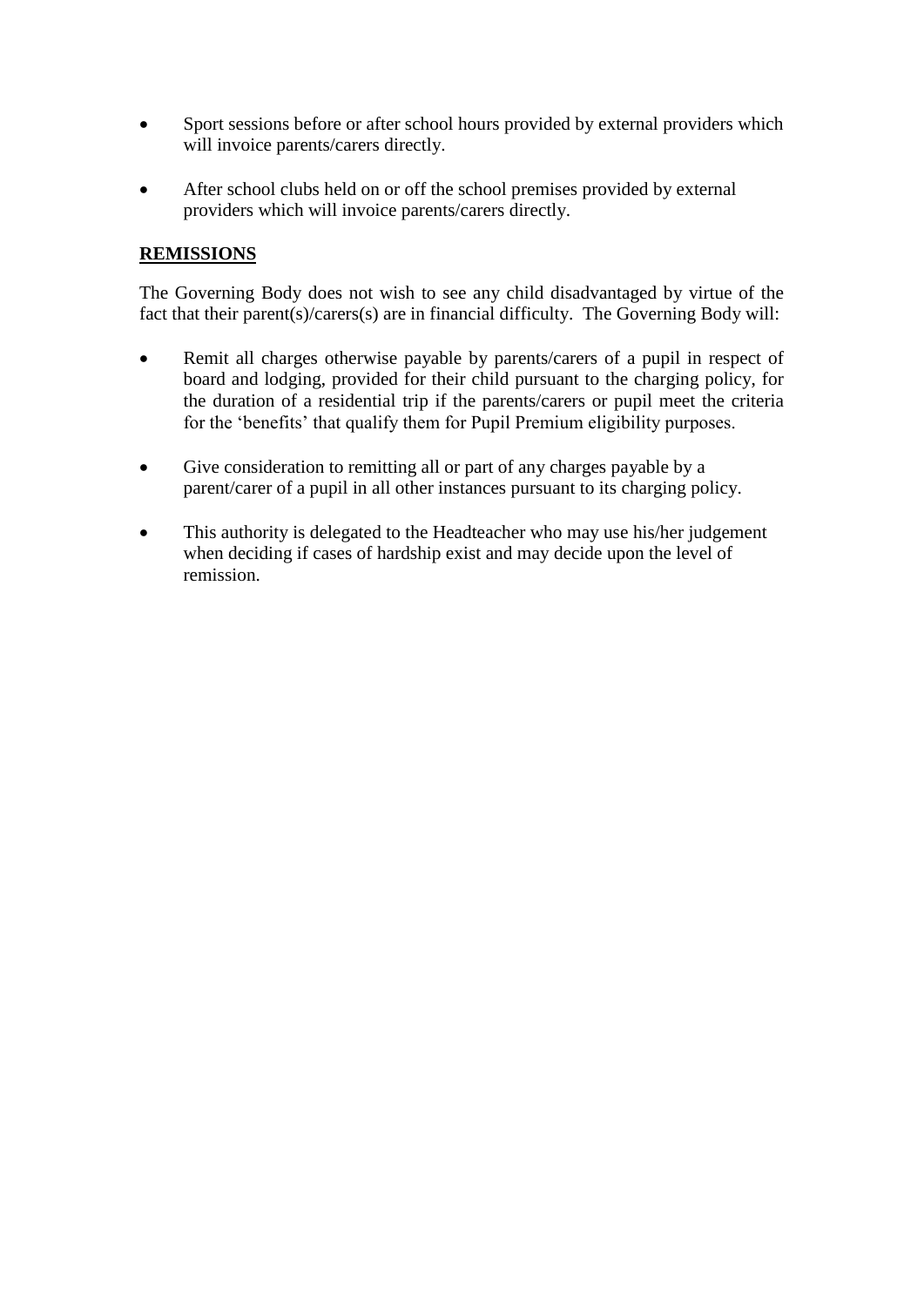- Sport sessions before or after school hours provided by external providers which will invoice parents/carers directly.

- After school clubs held on or off the school premises provided by external providers which will invoice parents/carers directly.

## REMISSIONS

The Governing Body does not wish to see any child disadvantaged by virtue of the fact that their parent(s)/carers(s) are in financial difficulty. The Governing Body will:

- Remit all charges otherwise payable by parents/carers of a pupil in respect of board and lodging, provided for their child pursuant to the charging policy, for the duration of a residential trip if the parents/carers or pupil meet the criteria for the 'benefits' that qualify them for Pupil Premium eligibility purposes.

- Give consideration to remitting all or part of any charges payable by a parent/carer of a pupil in all other instances pursuant to its charging policy.

- This authority is delegated to the Headteacher who may use his/her judgement when deciding if cases of hardship exist and may decide upon the level of remission.